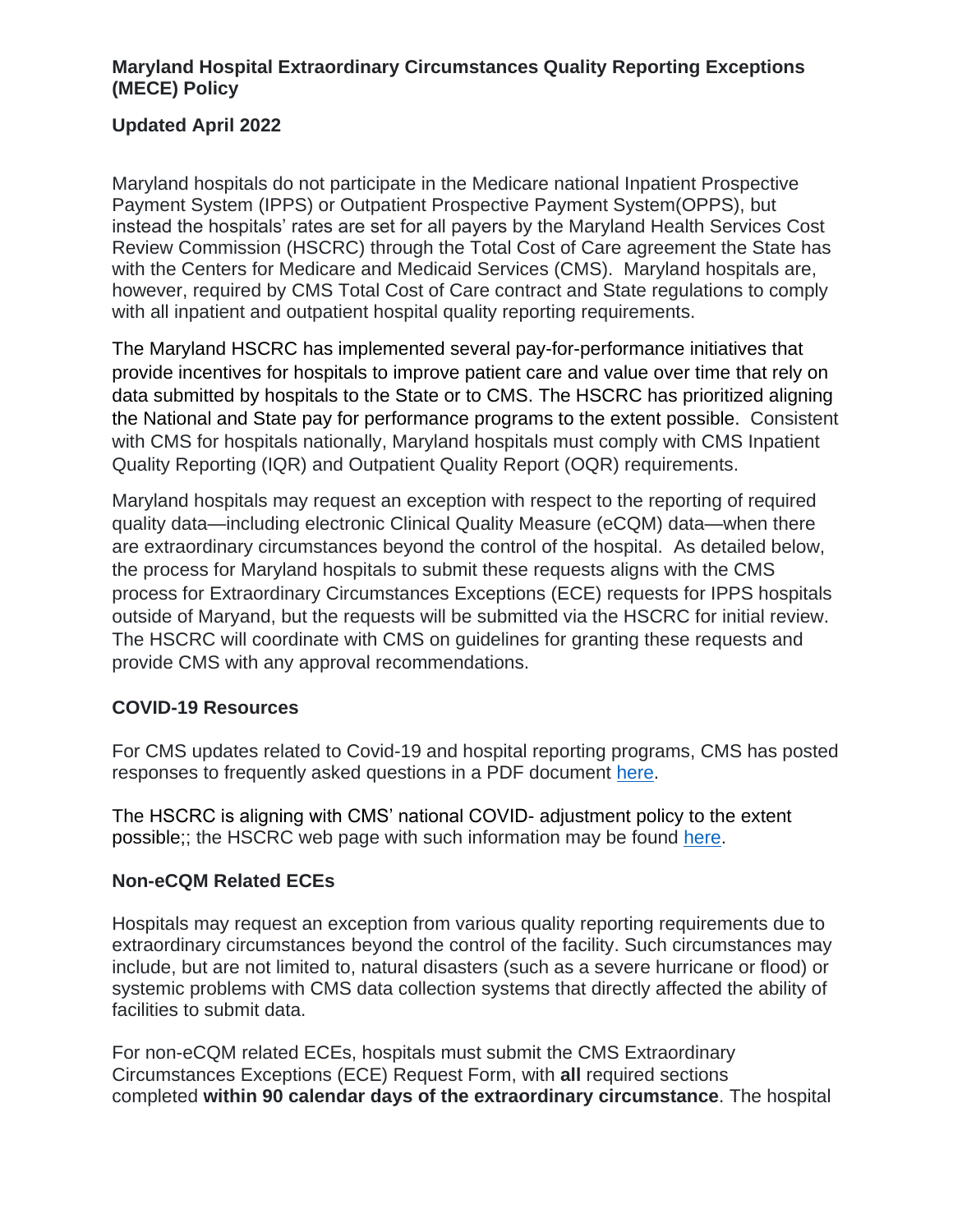**Maryland Hospital Extraordinary Circumstances Quality Reporting Exceptions (MECE) Policy**

**Updated April 2022**

Maryland hospitals do not participate in the Medicare national Inpatient Prospective Payment System (IPPS) or Outpatient Prospective Payment System(OPPS), but instead the hospitals' rates are set for all payers by the Maryland Health Services Cost Review Commission (HSCRC) through the Total Cost of Care agreement the State has with the Centers for Medicare and Medicaid Services (CMS). Maryland hospitals are, however, required by CMS Total Cost of Care contract and State regulations to comply with all inpatient and outpatient hospital quality reporting requirements.

The Maryland HSCRC has implemented several pay-for-performance initiatives that provide incentives for hospitals to improve patient care and value over time that rely on data submitted by hospitals to the State or to CMS. The HSCRC has prioritized aligning the National and State pay for performance programs to the extent possible. Consistent with CMS for hospitals nationally, Maryland hospitals must comply with CMS Inpatient Quality Reporting (IQR) and Outpatient Quality Report (OQR) requirements.

Maryland hospitals may request an exception with respect to the reporting of required quality data—including electronic Clinical Quality Measure (eCQM) data—when there are extraordinary circumstances beyond the control of the hospital. As detailed below, the process for Maryland hospitals to submit these requests aligns with the CMS process for Extraordinary Circumstances Exceptions (ECE) requests for IPPS hospitals outside of Maryand, but the requests will be submitted via the HSCRC for initial review. The HSCRC will coordinate with CMS on guidelines for granting these requests and provide CMS with any approval recommendations.

**COVID-19 Resources**

For CMS updates related to Covid-19 and hospital reporting programs, CMS has posted responses to frequently asked questions in a PDF document here.

The HSCRC is aligning with CMS' national COVID- adjustment policy to the extent possible;; the HSCRC web page with such information may be found here.

**Non-eCQM Related ECEs**

Hospitals may request an exception from various quality reporting requirements due to extraordinary circumstances beyond the control of the facility. Such circumstances may include, but are not limited to, natural disasters (such as a severe hurricane or flood) or systemic problems with CMS data collection systems that directly affected the ability of facilities to submit data.

For non-eCQM related ECEs, hospitals must submit the CMS Extraordinary Circumstances Exceptions (ECE) Request Form, with **all** required sections completed **within 90 calendar days of the extraordinary circumstance**. The hospital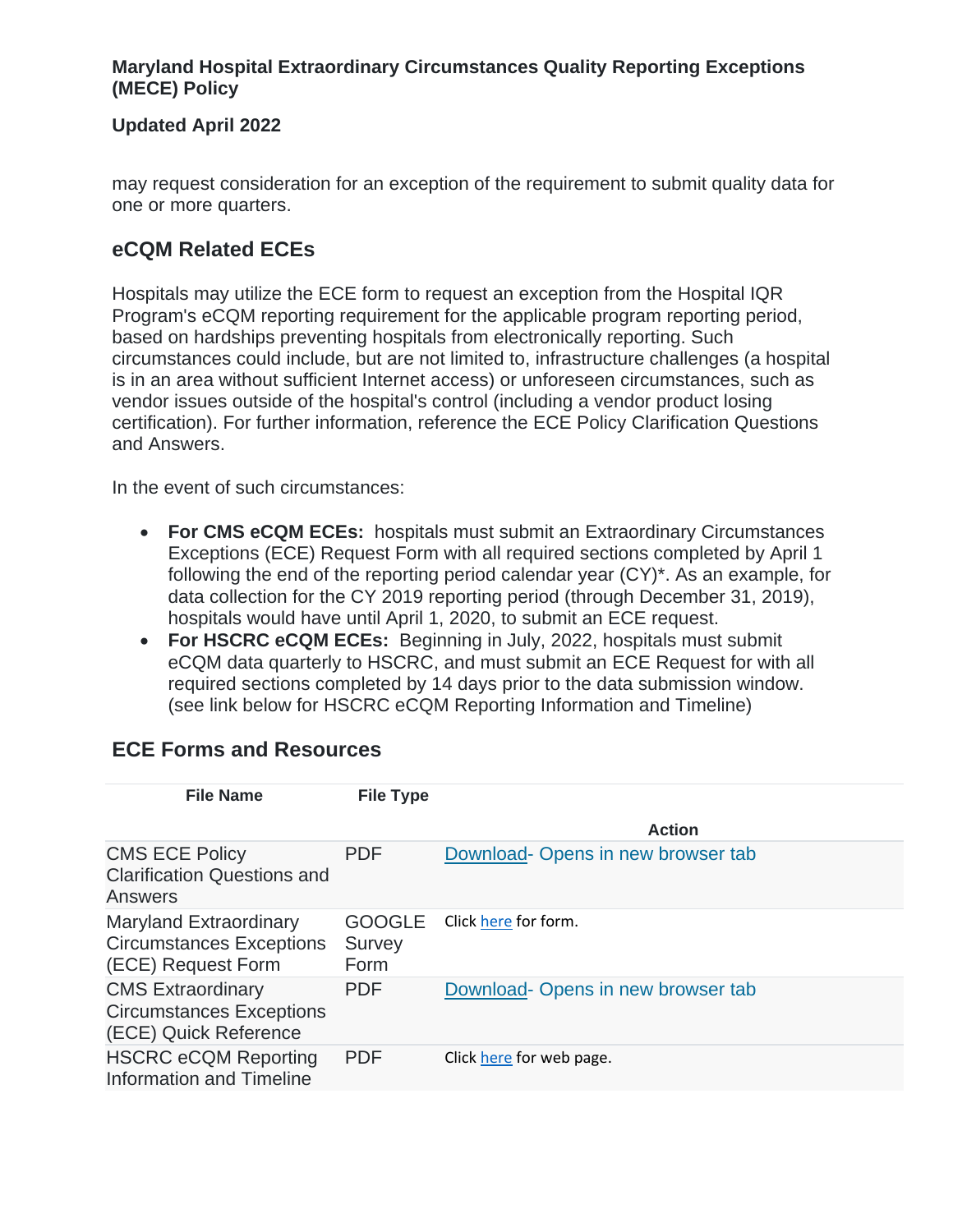may request consideration for an exception of the requirement to submit quality data for one or more quarters.

## eCQM Related ECEs

Hospitals may utilize the ECE form to request an exception from the Hospital IQR Program's eCQM reporting requirement for the applicable program reporting period, based on hardships preventing hospitals from electronically reporting. Such circumstances could include, but are not limited to, infrastructure challenges (a hospital is in an area without sufficient Internet access) or unforeseen circumstances, such as vendor issues outside of the hospital's control (including a vendor product losing certification). For further information, reference the ECE Policy Clarification Questions and Answers.

In the event of such circumstances:

- **For CMS eCQM ECEs:** hospitals must submit an Extraordinary Circumstances Exceptions (ECE) Request Form with all required sections completed by April 1 following the end of the reporting period calendar year (CY)*. As an example, for data collection for the CY 2019 reporting period (through December 31, 2019), hospitals would have until April 1, 2020, to submit an ECE request.
- **For HSCRC eCQM ECEs:** Beginning in July, 2022, hospitals must submit eCQM data quarterly to HSCRC, and must submit an ECE Request for with all required sections completed by 14 days prior to the data submission window. (see link below for HSCRC eCQM Reporting Information and Timeline)

## ECE Forms and Resources

| File Name | File Type | Action |
|---|---|---|
| CMS ECE Policy Clarification Questions and Answers | PDF | Download- Opens in new browser tab |
| Maryland Extraordinary Circumstances Exceptions (ECE) Request Form | GOOGLE Survey Form | Click here for form. |
| CMS Extraordinary Circumstances Exceptions (ECE) Quick Reference | PDF | Download- Opens in new browser tab |
| HSCRC eCQM Reporting Information and Timeline | PDF | Click here for web page. |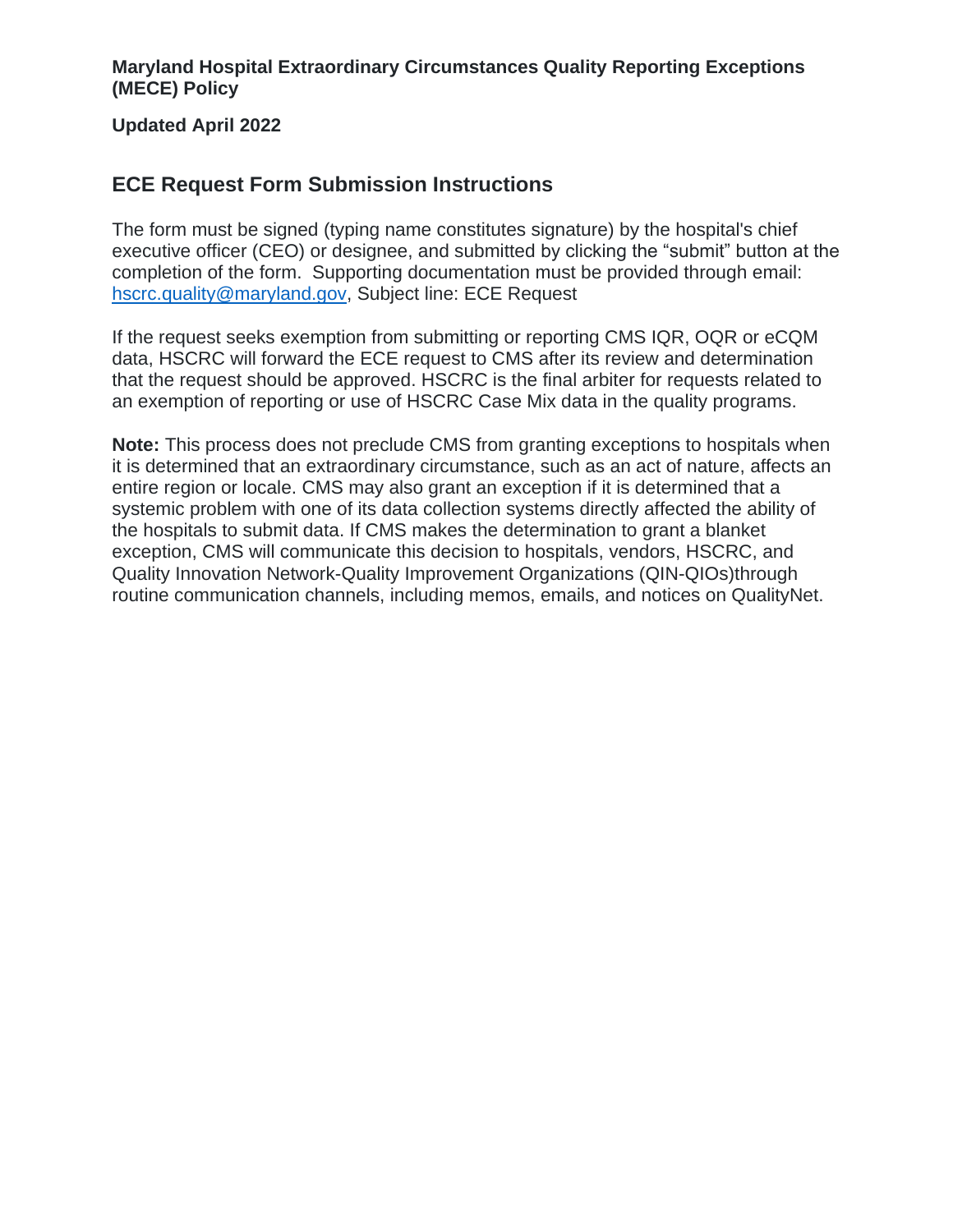**Maryland Hospital Extraordinary Circumstances Quality Reporting Exceptions (MECE) Policy**

**Updated April 2022**

## ECE Request Form Submission Instructions

The form must be signed (typing name constitutes signature) by the hospital's chief executive officer (CEO) or designee, and submitted by clicking the "submit" button at the completion of the form. Supporting documentation must be provided through email: hscrc.quality@maryland.gov, Subject line: ECE Request

If the request seeks exemption from submitting or reporting CMS IQR, OQR or eCQM data, HSCRC will forward the ECE request to CMS after its review and determination that the request should be approved. HSCRC is the final arbiter for requests related to an exemption of reporting or use of HSCRC Case Mix data in the quality programs.

**Note:** This process does not preclude CMS from granting exceptions to hospitals when it is determined that an extraordinary circumstance, such as an act of nature, affects an entire region or locale. CMS may also grant an exception if it is determined that a systemic problem with one of its data collection systems directly affected the ability of the hospitals to submit data. If CMS makes the determination to grant a blanket exception, CMS will communicate this decision to hospitals, vendors, HSCRC, and Quality Innovation Network-Quality Improvement Organizations (QIN-QIOs)through routine communication channels, including memos, emails, and notices on QualityNet.